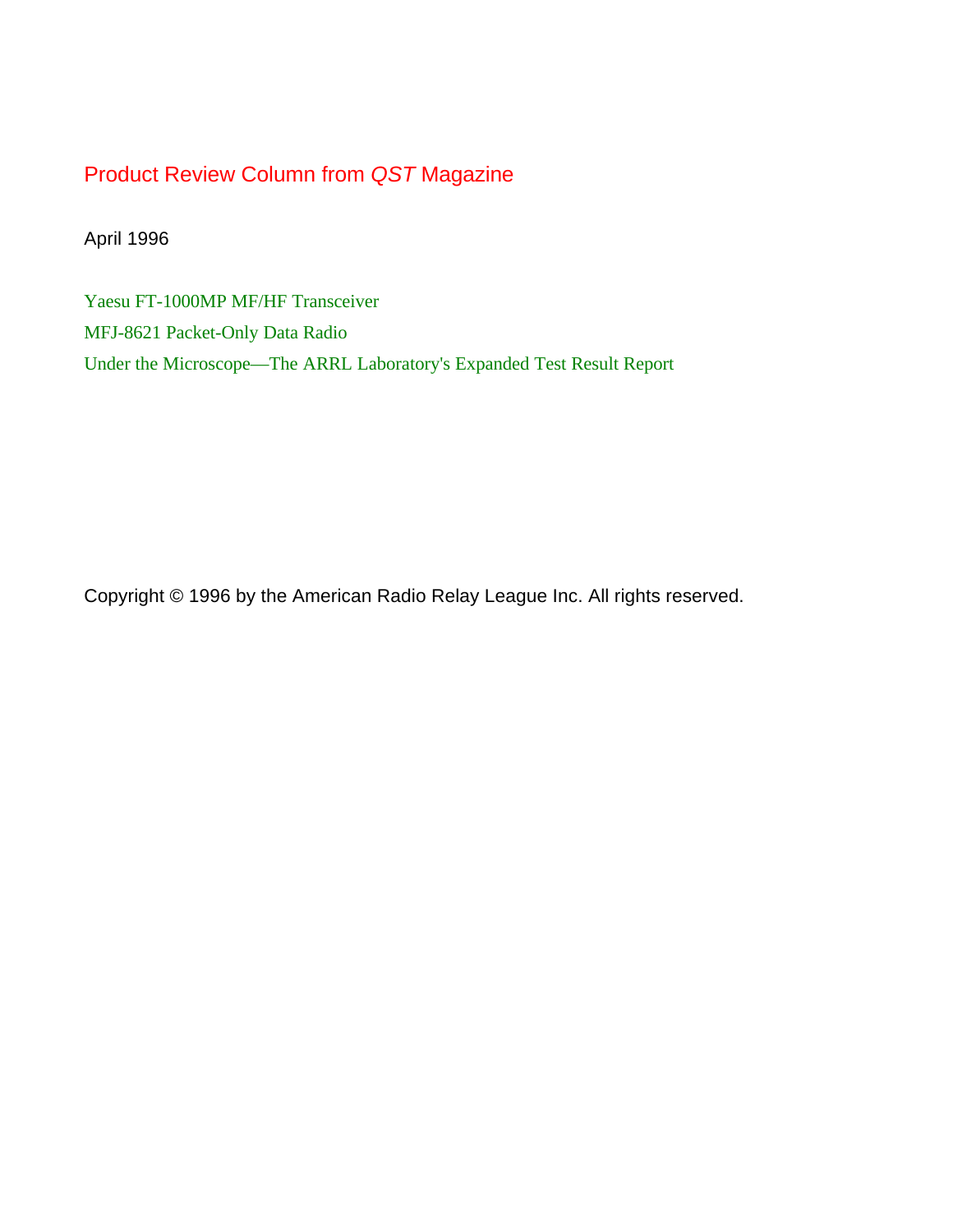# Product Review Column from *QST* Magazine

April 1996

Yaesu FT-1000MP MF/HF Transceiver

MFJ-8621 Packet-Only Data Radio

Under the Microscope—The ARRL Laboratory's Expanded Test Result Report

Copyright © 1996 by the American Radio Relay League Inc. All rights reserved.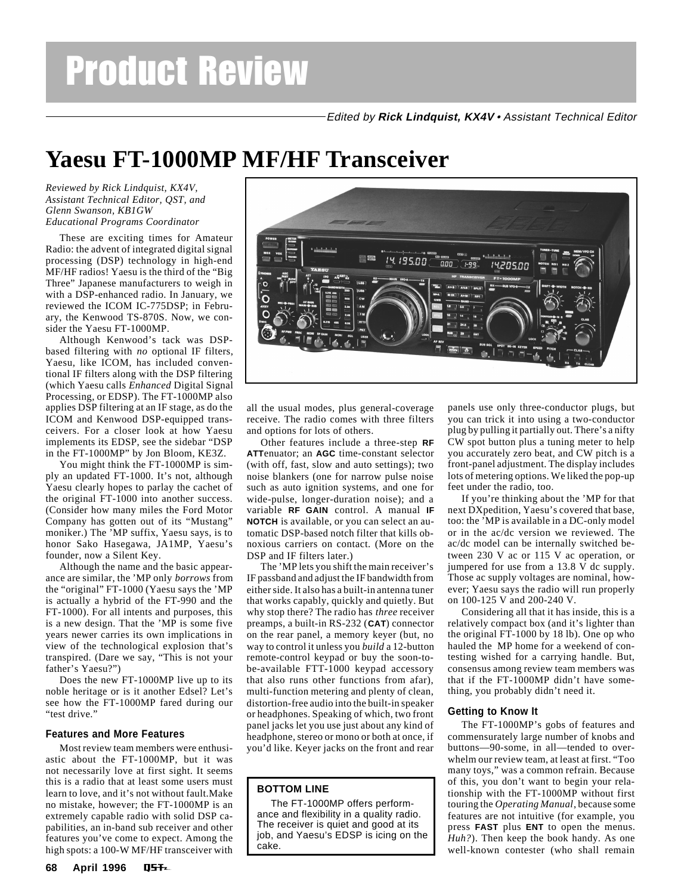# Product Review

*Edited by **Rick Lindquist, KX4V** • Assistant Technical Editor*

## Yaesu FT-1000MP MF/HF Transceiver

*Reviewed by Rick Lindquist, KX4V, Assistant Technical Editor, QST, and Glenn Swanson, KB1GW Educational Programs Coordinator*

These are exciting times for Amateur Radio: the advent of integrated digital signal processing (DSP) technology in high-end MF/HF radios! Yaesu is the third of the "Big Three" Japanese manufacturers to weigh in with a DSP-enhanced radio. In January, we reviewed the ICOM IC-775DSP; in February, the Kenwood TS-870S. Now, we consider the Yaesu FT-1000MP.

Although Kenwood's tack was DSP-based filtering with *no* optional IF filters, Yaesu, like ICOM, has included conventional IF filters along with the DSP filtering (which Yaesu calls *Enhanced* Digital Signal Processing, or EDSP). The FT-1000MP also applies DSP filtering at an IF stage, as do the ICOM and Kenwood DSP-equipped transceivers. For a closer look at how Yaesu implements its EDSP, see the sidebar "DSP in the FT-1000MP" by Jon Bloom, KE3Z.

You might think the FT-1000MP is simply an updated FT-1000. It's not, although Yaesu clearly hopes to parlay the cachet of the original FT-1000 into another success. (Consider how many miles the Ford Motor Company has gotten out of its "Mustang" moniker.) The 'MP suffix, Yaesu says, is to honor Sako Hasegawa, JA1MP, Yaesu's founder, now a Silent Key.

Although the name and the basic appearance are similar, the 'MP only *borrows* from the "original" FT-1000 (Yaesu says the 'MP is actually a hybrid of the FT-990 and the FT-1000). For all intents and purposes, this is a new design. That the 'MP is some five years newer carries its own implications in view of the technological explosion that's transpired. (Dare we say, "This is not your father's Yaesu?")

Does the new FT-1000MP live up to its noble heritage or is it another Edsel? Let's see how the FT-1000MP fared during our "test drive."

### Features and More Features

Most review team members were enthusiastic about the FT-1000MP, but it was not necessarily love at first sight. It seems this is a radio that at least some users must learn to love, and it's not without fault.Make no mistake, however; the FT-1000MP is an extremely capable radio with solid DSP capabilities, an in-band sub receiver and other features you've come to expect. Among the high spots: a 100-W MF/HF transceiver with all the usual modes, plus general-coverage receive. The radio comes with three filters and options for lots of others.

Other features include a three-step **RF ATT**enuator; an **AGC** time-constant selector (with off, fast, slow and auto settings); two noise blankers (one for narrow pulse noise such as auto ignition systems, and one for wide-pulse, longer-duration noise); and a variable **RF GAIN** control. A manual **IF NOTCH** is available, or you can select an automatic DSP-based notch filter that kills obnoxious carriers on contact. (More on the DSP and IF filters later.)

The 'MP lets you shift the main receiver's IF passband and adjust the IF bandwidth from either side. It also has a built-in antenna tuner that works capably, quickly and quietly. But why stop there? The radio has *three* receiver preamps, a built-in RS-232 (**CAT**) connector on the rear panel, a memory keyer (but, no way to control it unless you *build* a 12-button remote-control keypad or buy the soon-to-be-available FTT-1000 keypad accessory that also runs other functions from afar), multi-function metering and plenty of clean, distortion-free audio into the built-in speaker or headphones. Speaking of which, two front panel jacks let you use just about any kind of headphone, stereo or mono or both at once, if you'd like. Keyer jacks on the front and rear panels use only three-conductor plugs, but you can trick it into using a two-conductor plug by pulling it partially out. There's a nifty CW spot button plus a tuning meter to help you accurately zero beat, and CW pitch is a front-panel adjustment. The display includes lots of metering options. We liked the pop-up feet under the radio, too.

If you're thinking about the 'MP for that next DXpedition, Yaesu's covered that base, too: the 'MP is available in a DC-only model or in the ac/dc version we reviewed. The ac/dc model can be internally switched between 230 V ac or 115 V ac operation, or jumpered for use from a 13.8 V dc supply. Those ac supply voltages are nominal, however; Yaesu says the radio will run properly on 100-125 V and 200-240 V.

Considering all that it has inside, this is a relatively compact box (and it's lighter than the original FT-1000 by 18 lb). One op who hauled the MP home for a weekend of contesting wished for a carrying handle. But, consensus among review team members was that if the FT-1000MP didn't have something, you probably didn't need it.

> **BOTTOM LINE**
>
> The FT-1000MP offers performance and flexibility in a quality radio. The receiver is quiet and good at its job, and Yaesu's EDSP is icing on the cake.

### Getting to Know It

The FT-1000MP's gobs of features and commensurately large number of knobs and buttons—90-some, in all—tended to overwhelm our review team, at least at first. "Too many toys," was a common refrain. Because of this, you don't want to begin your relationship with the FT-1000MP without first touring the *Operating Manual*, because some features are not intuitive (for example, you press **FAST** plus **ENT** to open the menus. *Huh?*). Then keep the book handy. As one well-known contester (who shall remain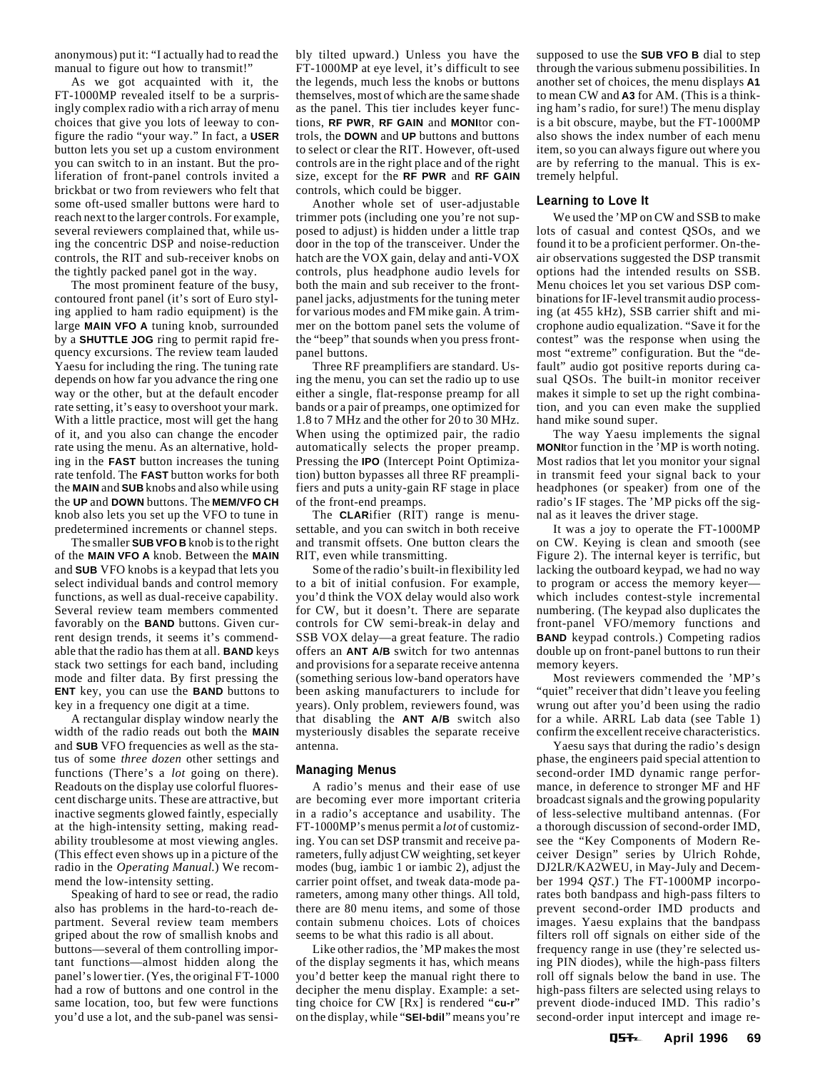anonymous) put it: "I actually had to read the manual to figure out how to transmit!"

As we got acquainted with it, the FT-1000MP revealed itself to be a surprisingly complex radio with a rich array of menu choices that give you lots of leeway to configure the radio "your way." In fact, a **USER** button lets you set up a custom environment you can switch to in an instant. But the proliferation of front-panel controls invited a brickbat or two from reviewers who felt that some oft-used smaller buttons were hard to reach next to the larger controls. For example, several reviewers complained that, while using the concentric DSP and noise-reduction controls, the RIT and sub-receiver knobs on the tightly packed panel got in the way.

The most prominent feature of the busy, contoured front panel (it's sort of Euro styling applied to ham radio equipment) is the large **MAIN VFO A** tuning knob, surrounded by a **SHUTTLE JOG** ring to permit rapid frequency excursions. The review team lauded Yaesu for including the ring. The tuning rate depends on how far you advance the ring one way or the other, but at the default encoder rate setting, it's easy to overshoot your mark. With a little practice, most will get the hang of it, and you also can change the encoder rate using the menu. As an alternative, holding in the **FAST** button increases the tuning rate tenfold. The **FAST** button works for both the **MAIN** and **SUB** knobs and also while using the **UP** and **DOWN** buttons. The **MEM/VFO CH** knob also lets you set up the VFO to tune in predetermined increments or channel steps.

The smaller **SUB VFO B** knob is to the right of the **MAIN VFO A** knob. Between the **MAIN** and **SUB** VFO knobs is a keypad that lets you select individual bands and control memory functions, as well as dual-receive capability. Several review team members commented favorably on the **BAND** buttons. Given current design trends, it seems it's commendable that the radio has them at all. **BAND** keys stack two settings for each band, including mode and filter data. By first pressing the **ENT** key, you can use the **BAND** buttons to key in a frequency one digit at a time.

A rectangular display window nearly the width of the radio reads out both the **MAIN** and **SUB** VFO frequencies as well as the status of some *three dozen* other settings and functions (There's a *lot* going on there). Readouts on the display use colorful fluorescent discharge units. These are attractive, but inactive segments glowed faintly, especially at the high-intensity setting, making readability troublesome at most viewing angles. (This effect even shows up in a picture of the radio in the *Operating Manual.*) We recommend the low-intensity setting.

Speaking of hard to see or read, the radio also has problems in the hard-to-reach department. Several review team members griped about the row of smallish knobs and buttons—several of them controlling important functions—almost hidden along the panel's lower tier. (Yes, the original FT-1000 had a row of buttons and one control in the same location, too, but few were functions you'd use a lot, and the sub-panel was sensibly tilted upward.) Unless you have the FT-1000MP at eye level, it's difficult to see the legends, much less the knobs or buttons themselves, most of which are the same shade as the panel. This tier includes keyer functions, **RF PWR**, **RF GAIN** and **MONI**tor controls, the **DOWN** and **UP** buttons and buttons to select or clear the RIT. However, oft-used controls are in the right place and of the right size, except for the **RF PWR** and **RF GAIN** controls, which could be bigger.

Another whole set of user-adjustable trimmer pots (including one you're not supposed to adjust) is hidden under a little trap door in the top of the transceiver. Under the hatch are the VOX gain, delay and anti-VOX controls, plus headphone audio levels for both the main and sub receiver to the front-panel jacks, adjustments for the tuning meter for various modes and FM mike gain. A trimmer on the bottom panel sets the volume of the "beep" that sounds when you press front-panel buttons.

Three RF preamplifiers are standard. Using the menu, you can set the radio up to use either a single, flat-response preamp for all bands or a pair of preamps, one optimized for 1.8 to 7 MHz and the other for 20 to 30 MHz. When using the optimized pair, the radio automatically selects the proper preamp. Pressing the **IPO** (Intercept Point Optimization) button bypasses all three RF preamplifiers and puts a unity-gain RF stage in place of the front-end preamps.

The **CLAR**ifier (RIT) range is menu-settable, and you can switch in both receive and transmit offsets. One button clears the RIT, even while transmitting.

Some of the radio's built-in flexibility led to a bit of initial confusion. For example, you'd think the VOX delay would also work for CW, but it doesn't. There are separate controls for CW semi-break-in delay and SSB VOX delay—a great feature. The radio offers an **ANT A/B** switch for two antennas and provisions for a separate receive antenna (something serious low-band operators have been asking manufacturers to include for years). Only problem, reviewers found, was that disabling the **ANT A/B** switch also mysteriously disables the separate receive antenna.

### Managing Menus

A radio's menus and their ease of use are becoming ever more important criteria in a radio's acceptance and usability. The FT-1000MP's menus permit a *lot* of customizing. You can set DSP transmit and receive parameters, fully adjust CW weighting, set keyer modes (bug, iambic 1 or iambic 2), adjust the carrier point offset, and tweak data-mode parameters, among many other things. All told, there are 80 menu items, and some of those contain submenu choices. Lots of choices seems to be what this radio is all about.

Like other radios, the 'MP makes the most of the display segments it has, which means you'd better keep the manual right there to decipher the menu display. Example: a setting choice for CW [Rx] is rendered "**cu-r**" on the display, while "**SEl-bdil**" means you're supposed to use the **SUB VFO B** dial to step through the various submenu possibilities. In another set of choices, the menu displays **A1** to mean CW and **A3** for AM. (This is a thinking ham's radio, for sure!) The menu display is a bit obscure, maybe, but the FT-1000MP also shows the index number of each menu item, so you can always figure out where you are by referring to the manual. This is extremely helpful.

### Learning to Love It

We used the 'MP on CW and SSB to make lots of casual and contest QSOs, and we found it to be a proficient performer. On-the-air observations suggested the DSP transmit options had the intended results on SSB. Menu choices let you set various DSP combinations for IF-level transmit audio processing (at 455 kHz), SSB carrier shift and microphone audio equalization. "Save it for the contest" was the response when using the most "extreme" configuration. But the "default" audio got positive reports during casual QSOs. The built-in monitor receiver makes it simple to set up the right combination, and you can even make the supplied hand mike sound super.

The way Yaesu implements the signal **MONI**tor function in the 'MP is worth noting. Most radios that let you monitor your signal in transmit feed your signal back to your headphones (or speaker) from one of the radio's IF stages. The 'MP picks off the signal as it leaves the driver stage.

It was a joy to operate the FT-1000MP on CW. Keying is clean and smooth (see Figure 2). The internal keyer is terrific, but lacking the outboard keypad, we had no way to program or access the memory keyer—which includes contest-style incremental numbering. (The keypad also duplicates the front-panel VFO/memory functions and **BAND** keypad controls.) Competing radios double up on front-panel buttons to run their memory keyers.

Most reviewers commended the 'MP's "quiet" receiver that didn't leave you feeling wrung out after you'd been using the radio for a while. ARRL Lab data (see Table 1) confirm the excellent receive characteristics.

Yaesu says that during the radio's design phase, the engineers paid special attention to second-order IMD dynamic range performance, in deference to stronger MF and HF broadcast signals and the growing popularity of less-selective multiband antennas. (For a thorough discussion of second-order IMD, see the "Key Components of Modern Receiver Design" series by Ulrich Rohde, DJ2LR/KA2WEU, in May-July and December 1994 *QST*.) The FT-1000MP incorporates both bandpass and high-pass filters to prevent second-order IMD products and images. Yaesu explains that the bandpass filters roll off signals on either side of the frequency range in use (they're selected using PIN diodes), while the high-pass filters roll off signals below the band in use. The high-pass filters are selected using relays to prevent diode-induced IMD. This radio's second-order input intercept and image re-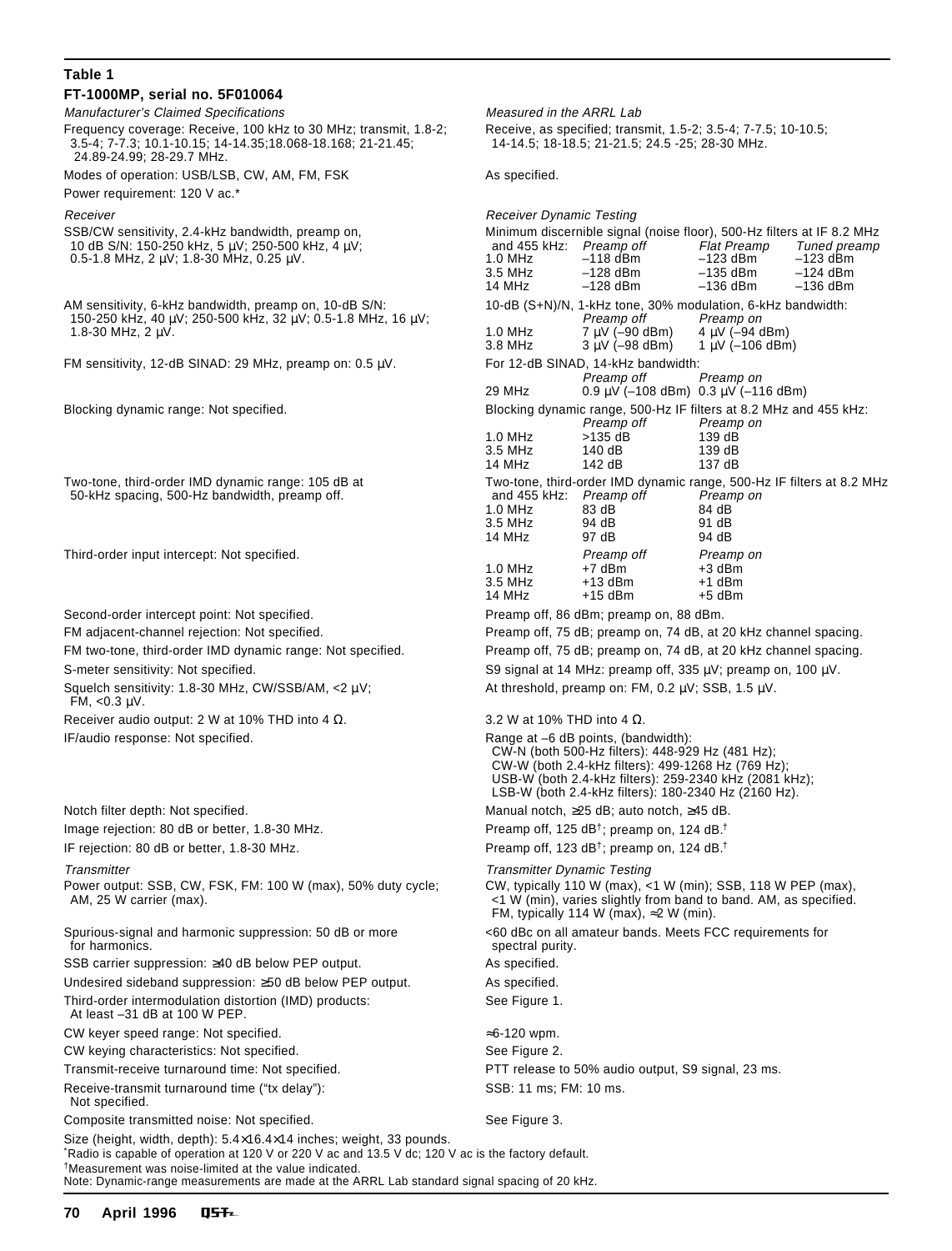**Table 1**

**FT-1000MP, serial no. 5F010064**

| *Manufacturer's Claimed Specifications* | *Measured in the ARRL Lab* |
| --- | --- |
| Frequency coverage: Receive, 100 kHz to 30 MHz; transmit, 1.8-2; 3.5-4; 7-7.3; 10.1-10.15; 14-14.35;18.068-18.168; 21-21.45; 24.89-24.99; 28-29.7 MHz. | Receive, as specified; transmit, 1.5-2; 3.5-4; 7-7.5; 10-10.5; 14-14.5; 18-18.5; 21-21.5; 24.5 -25; 28-30 MHz. |
| Modes of operation: USB/LSB, CW, AM, FM, FSK | As specified. |
| Power requirement: 120 V ac.* | |
| *Receiver* | *Receiver Dynamic Testing* |
| SSB/CW sensitivity, 2.4-kHz bandwidth, preamp on, 10 dB S/N: 150-250 kHz, 5 µV; 250-500 kHz, 4 µV; 0.5-1.8 MHz, 2 µV; 1.8-30 MHz, 0.25 µV. | Minimum discernible signal (noise floor), 500-Hz filters at IF 8.2 MHz and 455 kHz: *Preamp off* / *Flat Preamp* / *Tuned preamp*<br>1.0 MHz: –118 dBm / –123 dBm / –123 dBm<br>3.5 MHz: –128 dBm / –135 dBm / –124 dBm<br>14 MHz: –128 dBm / –136 dBm / –136 dBm |
| AM sensitivity, 6-kHz bandwidth, preamp on, 10-dB S/N: 150-250 kHz, 40 µV; 250-500 kHz, 32 µV; 0.5-1.8 MHz, 16 µV; 1.8-30 MHz, 2 µV. | 10-dB (S+N)/N, 1-kHz tone, 30% modulation, 6-kHz bandwidth: *Preamp off* / *Preamp on*<br>1.0 MHz: 7 µV (–90 dBm) / 4 µV (–94 dBm)<br>3.8 MHz: 3 µV (–98 dBm) / 1 µV (–106 dBm) |
| FM sensitivity, 12-dB SINAD: 29 MHz, preamp on: 0.5 µV. | For 12-dB SINAD, 14-kHz bandwidth: *Preamp off* / *Preamp on*<br>29 MHz: 0.9 µV (–108 dBm) / 0.3 µV (–116 dBm) |
| Blocking dynamic range: Not specified. | Blocking dynamic range, 500-Hz IF filters at 8.2 MHz and 455 kHz: *Preamp off* / *Preamp on*<br>1.0 MHz: >135 dB / 139 dB<br>3.5 MHz: 140 dB / 139 dB<br>14 MHz: 142 dB / 137 dB |
| Two-tone, third-order IMD dynamic range: 105 dB at 50-kHz spacing, 500-Hz bandwidth, preamp off. | Two-tone, third-order IMD dynamic range, 500-Hz IF filters at 8.2 MHz and 455 kHz: *Preamp off* / *Preamp on*<br>1.0 MHz: 83 dB / 84 dB<br>3.5 MHz: 94 dB / 91 dB<br>14 MHz: 97 dB / 94 dB |
| Third-order input intercept: Not specified. | *Preamp off* / *Preamp on*<br>1.0 MHz: +7 dBm / +3 dBm<br>3.5 MHz: +13 dBm / +1 dBm<br>14 MHz: +15 dBm / +5 dBm |
| Second-order intercept point: Not specified. | Preamp off, 86 dBm; preamp on, 88 dBm. |
| FM adjacent-channel rejection: Not specified. | Preamp off, 75 dB; preamp on, 74 dB, at 20 kHz channel spacing. |
| FM two-tone, third-order IMD dynamic range: Not specified. | Preamp off, 75 dB; preamp on, 74 dB, at 20 kHz channel spacing. |
| S-meter sensitivity: Not specified. | S9 signal at 14 MHz: preamp off, 335 µV; preamp on, 100 µV. |
| Squelch sensitivity: 1.8-30 MHz, CW/SSB/AM, <2 µV; FM, <0.3 µV. | At threshold, preamp on: FM, 0.2 µV; SSB, 1.5 µV. |
| Receiver audio output: 2 W at 10% THD into 4 Ω. | 3.2 W at 10% THD into 4 Ω. |
| IF/audio response: Not specified. | Range at –6 dB points, (bandwidth):<br>CW-N (both 500-Hz filters): 448-929 Hz (481 Hz);<br>CW-W (both 2.4-kHz filters): 499-1268 Hz (769 Hz);<br>USB-W (both 2.4-kHz filters): 259-2340 kHz (2081 kHz);<br>LSB-W (both 2.4-kHz filters): 180-2340 Hz (2160 Hz). |
| Notch filter depth: Not specified. | Manual notch, ≥25 dB; auto notch, ≥45 dB. |
| Image rejection: 80 dB or better, 1.8-30 MHz. | Preamp off, 125 dB†; preamp on, 124 dB.† |
| IF rejection: 80 dB or better, 1.8-30 MHz. | Preamp off, 123 dB†; preamp on, 124 dB.† |
| *Transmitter* | *Transmitter Dynamic Testing* |
| Power output: SSB, CW, FSK, FM: 100 W (max), 50% duty cycle; AM, 25 W carrier (max). | CW, typically 110 W (max), <1 W (min); SSB, 118 W PEP (max), <1 W (min), varies slightly from band to band. AM, as specified. FM, typically 114 W (max), ≈2 W (min). |
| Spurious-signal and harmonic suppression: 50 dB or more for harmonics. | <60 dBc on all amateur bands. Meets FCC requirements for spectral purity. |
| SSB carrier suppression: ≥40 dB below PEP output. | As specified. |
| Undesired sideband suppression: ≥50 dB below PEP output. | As specified. |
| Third-order intermodulation distortion (IMD) products: At least –31 dB at 100 W PEP. | See Figure 1. |
| CW keyer speed range: Not specified. | ≈6-120 wpm. |
| CW keying characteristics: Not specified. | See Figure 2. |
| Transmit-receive turnaround time: Not specified. | PTT release to 50% audio output, S9 signal, 23 ms. |
| Receive-transmit turnaround time ("tx delay"): Not specified. | SSB: 11 ms; FM: 10 ms. |
| Composite transmitted noise: Not specified. | See Figure 3. |

Size (height, width, depth): 5.4×16.4×14 inches; weight, 33 pounds.

*Radio is capable of operation at 120 V or 220 V ac and 13.5 V dc; 120 V ac is the factory default.

†Measurement was noise-limited at the value indicated.

Note: Dynamic-range measurements are made at the ARRL Lab standard signal spacing of 20 kHz.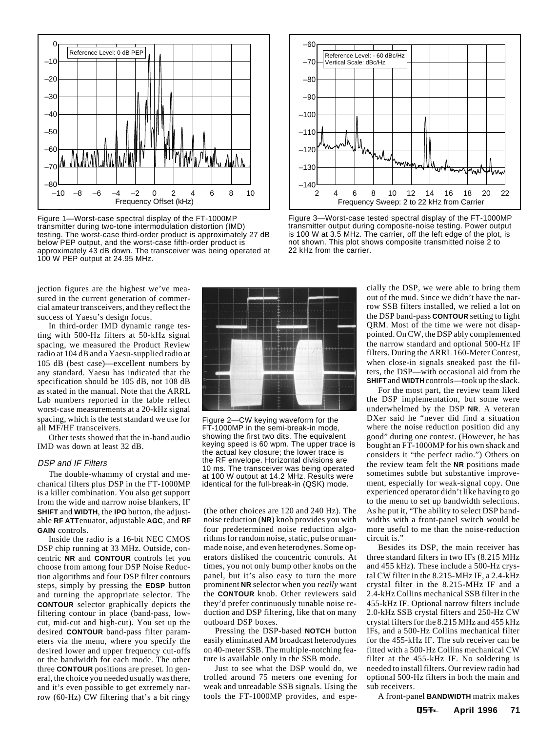Figure 1—Worst-case spectral display of the FT-1000MP transmitter during two-tone intermodulation distortion (IMD) testing. The worst-case third-order product is approximately 27 dB below PEP output, and the worst-case fifth-order product is approximately 43 dB down. The transceiver was being operated at 100 W PEP output at 24.95 MHz.

Figure 3—Worst-case tested spectral display of the FT-1000MP transmitter output during composite-noise testing. Power output is 100 W at 3.5 MHz. The carrier, off the left edge of the plot, is not shown. This plot shows composite transmitted noise 2 to 22 kHz from the carrier.

jection figures are the highest we've measured in the current generation of commercial amateur transceivers, and they reflect the success of Yaesu's design focus.

In third-order IMD dynamic range testing with 500-Hz filters at 50-kHz signal spacing, we measured the Product Review radio at 104 dB and a Yaesu-supplied radio at 105 dB (best case)—excellent numbers by any standard. Yaesu has indicated that the specification should be 105 dB, not 108 dB as stated in the manual. Note that the ARRL Lab numbers reported in the table reflect worst-case measurements at a 20-kHz signal spacing, which is the test standard we use for all MF/HF transceivers.

Other tests showed that the in-band audio IMD was down at least 32 dB.

### DSP and IF Filters

The double-whammy of crystal and mechanical filters plus DSP in the FT-1000MP is a killer combination. You also get support from the wide and narrow noise blankers, IF **SHIFT** and **WIDTH**, the **IPO** button, the adjustable **RF ATT** enuator, adjustable **AGC**, and **RF GAIN** controls.

Inside the radio is a 16-bit NEC CMOS DSP chip running at 33 MHz. Outside, concentric **NR** and **CONTOUR** controls let you choose from among four DSP Noise Reduction algorithms and four DSP filter contours steps, simply by pressing the **EDSP** button and turning the appropriate selector. The **CONTOUR** selector graphically depicts the filtering contour in place (band-pass, low-cut, mid-cut and high-cut). You set up the desired **CONTOUR** band-pass filter parameters via the menu, where you specify the desired lower and upper frequency cut-offs or the bandwidth for each mode. The other three **CONTOUR** positions are preset. In general, the choice you needed usually was there, and it's even possible to get extremely narrow (60-Hz) CW filtering that's a bit ringy

Figure 2—CW keying waveform for the FT-1000MP in the semi-break-in mode, showing the first two dits. The equivalent keying speed is 60 wpm. The upper trace is the actual key closure; the lower trace is the RF envelope. Horizontal divisions are 10 ms. The transceiver was being operated at 100 W output at 14.2 MHz. Results were identical for the full-break-in (QSK) mode.

(the other choices are 120 and 240 Hz). The noise reduction (**NR**) knob provides you with four predetermined noise reduction algorithms for random noise, static, pulse or man-made noise, and even heterodynes. Some operators disliked the concentric controls. At times, you not only bump other knobs on the panel, but it's also easy to turn the more prominent **NR** selector when you *really* want the **CONTOUR** knob. Other reviewers said they'd prefer continuously tunable noise reduction and DSP filtering, like that on many outboard DSP boxes.

Pressing the DSP-based **NOTCH** button easily eliminated AM broadcast heterodynes on 40-meter SSB. The multiple-notching feature is available only in the SSB mode.

Just to see what the DSP would do, we trolled around 75 meters one evening for weak and unreadable SSB signals. Using the tools the FT-1000MP provides, and especially the DSP, we were able to bring them out of the mud. Since we didn't have the narrow SSB filters installed, we relied a lot on the DSP band-pass **CONTOUR** setting to fight QRM. Most of the time we were not disappointed. On CW, the DSP ably complemented the narrow standard and optional 500-Hz IF filters. During the ARRL 160-Meter Contest, when close-in signals sneaked past the filters, the DSP—with occasional aid from the **SHIFT** and **WIDTH** controls—took up the slack.

For the most part, the review team liked the DSP implementation, but some were underwhelmed by the DSP **NR**. A veteran DXer said he "never did find a situation where the noise reduction position did any good" during one contest. (However, he has bought an FT-1000MP for his own shack and considers it "the perfect radio.") Others on the review team felt the **NR** positions made sometimes subtle but substantive improvement, especially for weak-signal copy. One experienced operator didn't like having to go to the menu to set up bandwidth selections. As he put it, "The ability to select DSP bandwidths with a front-panel switch would be more useful to me than the noise-reduction circuit is."

Besides its DSP, the main receiver has three standard filters in two IFs (8.215 MHz and 455 kHz). These include a 500-Hz crystal CW filter in the 8.215-MHz IF, a 2.4-kHz crystal filter in the 8.215-MHz IF and a 2.4-kHz Collins mechanical SSB filter in the 455-kHz IF. Optional narrow filters include 2.0-kHz SSB crystal filters and 250-Hz CW crystal filters for the 8.215 MHz and 455 kHz IFs, and a 500-Hz Collins mechanical filter for the 455-kHz IF. The sub receiver can be fitted with a 500-Hz Collins mechanical CW filter at the 455-kHz IF. No soldering is needed to install filters. Our review radio had optional 500-Hz filters in both the main and sub receivers.

A front-panel **BANDWIDTH** matrix makes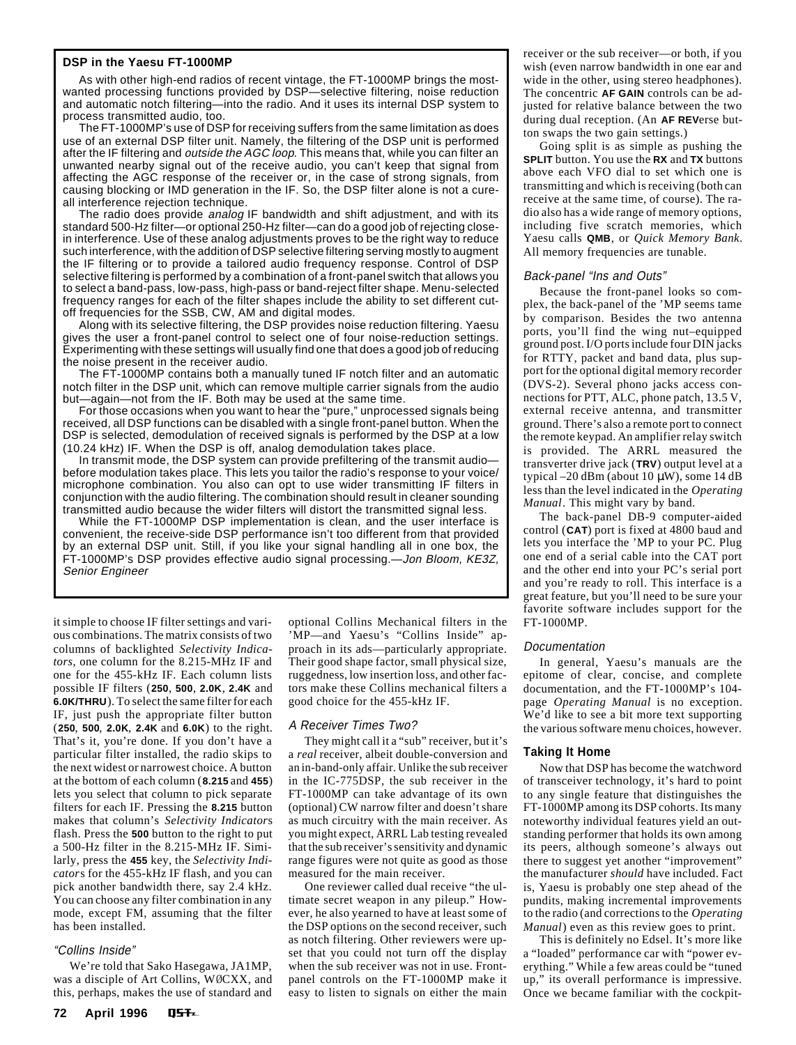### DSP in the Yaesu FT-1000MP

As with other high-end radios of recent vintage, the FT-1000MP brings the most-wanted processing functions provided by DSP—selective filtering, noise reduction and automatic notch filtering—into the radio. And it uses its internal DSP system to process transmitted audio, too.

The FT-1000MP's use of DSP for receiving suffers from the same limitation as does use of an external DSP filter unit. Namely, the filtering of the DSP unit is performed after the IF filtering and *outside the AGC loop*. This means that, while you can filter an unwanted nearby signal out of the receive audio, you can't keep that signal from affecting the AGC response of the receiver or, in the case of strong signals, from causing blocking or IMD generation in the IF. So, the DSP filter alone is not a cure-all interference rejection technique.

The radio does provide *analog* IF bandwidth and shift adjustment, and with its standard 500-Hz filter—or optional 250-Hz filter—can do a good job of rejecting close-in interference. Use of these analog adjustments proves to be the right way to reduce such interference, with the addition of DSP selective filtering serving mostly to augment the IF filtering or to provide a tailored audio frequency response. Control of DSP selective filtering is performed by a combination of a front-panel switch that allows you to select a band-pass, low-pass, high-pass or band-reject filter shape. Menu-selected frequency ranges for each of the filter shapes include the ability to set different cut-off frequencies for the SSB, CW, AM and digital modes.

Along with its selective filtering, the DSP provides noise reduction filtering. Yaesu gives the user a front-panel control to select one of four noise-reduction settings. Experimenting with these settings will usually find one that does a good job of reducing the noise present in the receiver audio.

The FT-1000MP contains both a manually tuned IF notch filter and an automatic notch filter in the DSP unit, which can remove multiple carrier signals from the audio but—again—not from the IF. Both may be used at the same time.

For those occasions when you want to hear the "pure," unprocessed signals being received, all DSP functions can be disabled with a single front-panel button. When the DSP is selected, demodulation of received signals is performed by the DSP at a low (10.24 kHz) IF. When the DSP is off, analog demodulation takes place.

In transmit mode, the DSP system can provide prefiltering of the transmit audio—before modulation takes place. This lets you tailor the radio's response to your voice/microphone combination. You also can opt to use wider transmitting IF filters in conjunction with the audio filtering. The combination should result in cleaner sounding transmitted audio because the wider filters will distort the transmitted signal less.

While the FT-1000MP DSP implementation is clean, and the user interface is convenient, the receive-side DSP performance isn't too different from that provided by an external DSP unit. Still, if you like your signal handling all in one box, the FT-1000MP's DSP provides effective audio signal processing.—*Jon Bloom, KE3Z, Senior Engineer*

it simple to choose IF filter settings and various combinations. The matrix consists of two columns of backlighted *Selectivity Indicators*, one column for the 8.215-MHz IF and one for the 455-kHz IF. Each column lists possible IF filters (**250**, **500**, **2.0K**, **2.4K** and **6.0K/THRU**). To select the same filter for each IF, just push the appropriate filter button (**250**, **500**, **2.0K**, **2.4K** and **6.0K**) to the right. That's it, you're done. If you don't have a particular filter installed, the radio skips to the next widest or narrowest choice. A button at the bottom of each column (**8.215** and **455**) lets you select that column to pick separate filters for each IF. Pressing the **8.215** button makes that column's *Selectivity Indicator*s flash. Press the **500** button to the right to put a 500-Hz filter in the 8.215-MHz IF. Similarly, press the **455** key, the *Selectivity Indicator*s for the 455-kHz IF flash, and you can pick another bandwidth there, say 2.4 kHz. You can choose any filter combination in any mode, except FM, assuming that the filter has been installed.

#### *"Collins Inside"*

We're told that Sako Hasegawa, JA1MP, was a disciple of Art Collins, WØCXX, and this, perhaps, makes the use of standard and optional Collins Mechanical filters in the 'MP—and Yaesu's "Collins Inside" approach in its ads—particularly appropriate. Their good shape factor, small physical size, ruggedness, low insertion loss, and other factors make these Collins mechanical filters a good choice for the 455-kHz IF.

#### *A Receiver Times Two?*

They might call it a "sub" receiver, but it's a *real* receiver, albeit double-conversion and an in-band-only affair. Unlike the sub receiver in the IC-775DSP, the sub receiver in the FT-1000MP can take advantage of its own (optional) CW narrow filter and doesn't share as much circuitry with the main receiver. As you might expect, ARRL Lab testing revealed that the sub receiver's sensitivity and dynamic range figures were not quite as good as those measured for the main receiver.

One reviewer called dual receive "the ultimate secret weapon in any pileup." However, he also yearned to have at least some of the DSP options on the second receiver, such as notch filtering. Other reviewers were upset that you could not turn off the display when the sub receiver was not in use. Front-panel controls on the FT-1000MP make it easy to listen to signals on either the main receiver or the sub receiver—or both, if you wish (even narrow bandwidth in one ear and wide in the other, using stereo headphones). The concentric **AF GAIN** controls can be adjusted for relative balance between the two during dual reception. (An **AF REV**erse button swaps the two gain settings.)

Going split is as simple as pushing the **SPLIT** button. You use the **RX** and **TX** buttons above each VFO dial to set which one is transmitting and which is receiving (both can receive at the same time, of course). The radio also has a wide range of memory options, including five scratch memories, which Yaesu calls **QMB**, or *Quick Memory Bank*. All memory frequencies are tunable.

#### *Back-panel "Ins and Outs"*

Because the front-panel looks so complex, the back-panel of the 'MP seems tame by comparison. Besides the two antenna ports, you'll find the wing nut–equipped ground post. I/O ports include four DIN jacks for RTTY, packet and band data, plus support for the optional digital memory recorder (DVS-2). Several phono jacks access connections for PTT, ALC, phone patch, 13.5 V, external receive antenna, and transmitter ground. There's also a remote port to connect the remote keypad. An amplifier relay switch is provided. The ARRL measured the transverter drive jack (**TRV**) output level at a typical –20 dBm (about 10 μW), some 14 dB less than the level indicated in the *Operating Manual*. This might vary by band.

The back-panel DB-9 computer-aided control (**CAT**) port is fixed at 4800 baud and lets you interface the 'MP to your PC. Plug one end of a serial cable into the CAT port and the other end into your PC's serial port and you're ready to roll. This interface is a great feature, but you'll need to be sure your favorite software includes support for the FT-1000MP.

#### *Documentation*

In general, Yaesu's manuals are the epitome of clear, concise, and complete documentation, and the FT-1000MP's 104-page *Operating Manual* is no exception. We'd like to see a bit more text supporting the various software menu choices, however.

### Taking It Home

Now that DSP has become the watchword of transceiver technology, it's hard to point to any single feature that distinguishes the FT-1000MP among its DSP cohorts. Its many noteworthy individual features yield an outstanding performer that holds its own among its peers, although someone's always out there to suggest yet another "improvement" the manufacturer *should* have included. Fact is, Yaesu is probably one step ahead of the pundits, making incremental improvements to the radio (and corrections to the *Operating Manual*) even as this review goes to print.

This is definitely no Edsel. It's more like a "loaded" performance car with "power everything." While a few areas could be "tuned up," its overall performance is impressive. Once we became familiar with the cockpit-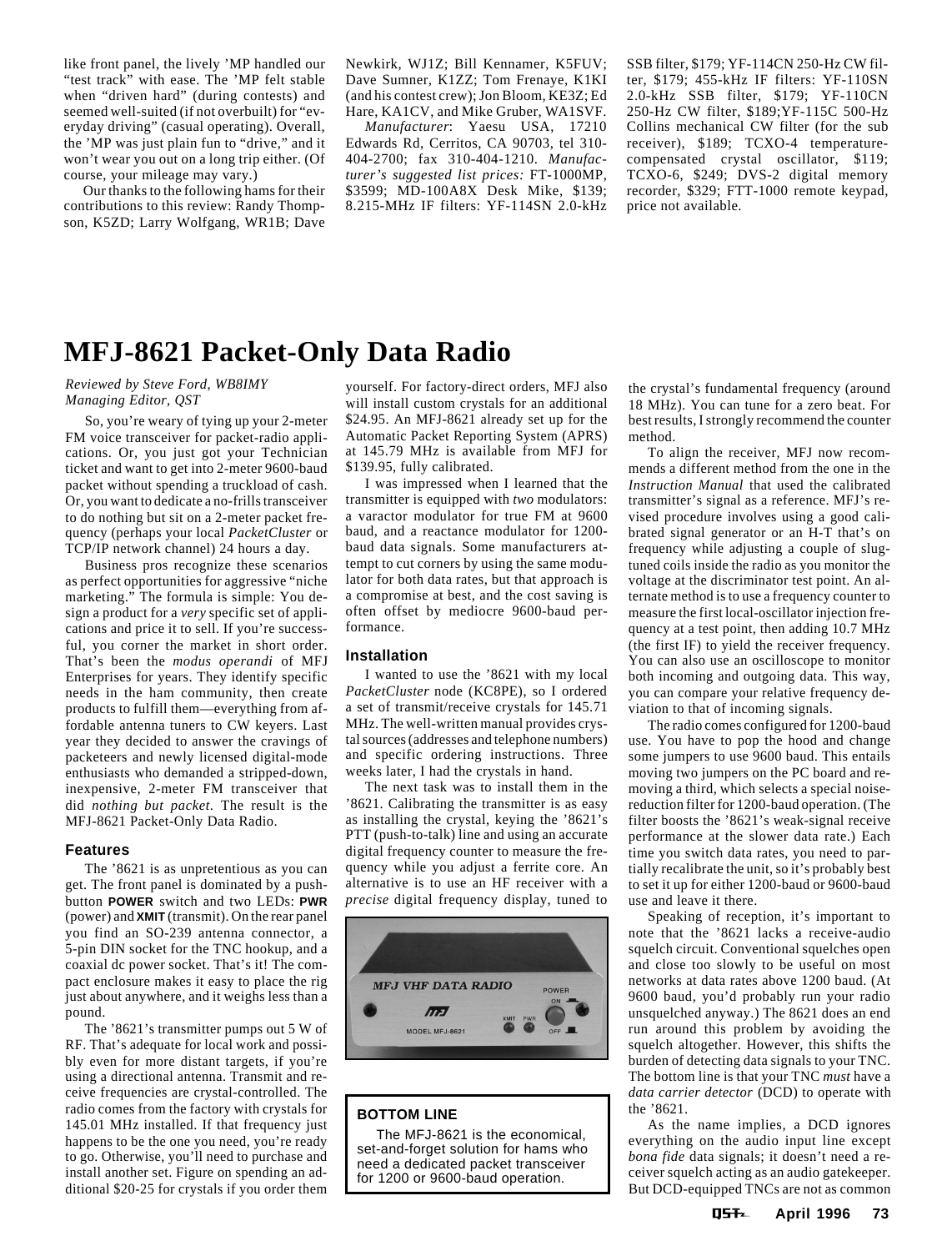like front panel, the lively 'MP handled our "test track" with ease. The 'MP felt stable when "driven hard" (during contests) and seemed well-suited (if not overbuilt) for "everyday driving" (casual operating). Overall, the 'MP was just plain fun to "drive," and it won't wear you out on a long trip either. (Of course, your mileage may vary.)

Our thanks to the following hams for their contributions to this review: Randy Thompson, K5ZD; Larry Wolfgang, WR1B; Dave Newkirk, WJ1Z; Bill Kennamer, K5FUV; Dave Sumner, K1ZZ; Tom Frenaye, K1KI (and his contest crew); Jon Bloom, KE3Z; Ed Hare, KA1CV, and Mike Gruber, WA1SVF.

*Manufacturer*: Yaesu USA, 17210 Edwards Rd, Cerritos, CA 90703, tel 310-404-2700; fax 310-404-1210. *Manufacturer's suggested list prices:* FT-1000MP, $3599; MD-100A8X Desk Mike, $139; 8.215-MHz IF filters: YF-114SN 2.0-kHz SSB filter, $179; YF-114CN 250-Hz CW filter, $179; 455-kHz IF filters: YF-110SN 2.0-kHz SSB filter, $179; YF-110CN 250-Hz CW filter, $189;YF-115C 500-Hz Collins mechanical CW filter (for the sub receiver), $189; TCXO-4 temperature-compensated crystal oscillator, $119; TCXO-6, $249; DVS-2 digital memory recorder, $329; FTT-1000 remote keypad, price not available.

# MFJ-8621 Packet-Only Data Radio

*Reviewed by Steve Ford, WB8IMY*
*Managing Editor, QST*

So, you're weary of tying up your 2-meter FM voice transceiver for packet-radio applications. Or, you just got your Technician ticket and want to get into 2-meter 9600-baud packet without spending a truckload of cash. Or, you want to dedicate a no-frills transceiver to do nothing but sit on a 2-meter packet frequency (perhaps your local *PacketCluster* or TCP/IP network channel) 24 hours a day.

Business pros recognize these scenarios as perfect opportunities for aggressive "niche marketing." The formula is simple: You design a product for a *very* specific set of applications and price it to sell. If you're successful, you corner the market in short order. That's been the *modus operandi* of MFJ Enterprises for years. They identify specific needs in the ham community, then create products to fulfill them—everything from affordable antenna tuners to CW keyers. Last year they decided to answer the cravings of packeteers and newly licensed digital-mode enthusiasts who demanded a stripped-down, inexpensive, 2-meter FM transceiver that did *nothing but packet*. The result is the MFJ-8621 Packet-Only Data Radio.

### Features

The '8621 is as unpretentious as you can get. The front panel is dominated by a push-button **POWER** switch and two LEDs: **PWR** (power) and **XMIT** (transmit). On the rear panel you find an SO-239 antenna connector, a 5-pin DIN socket for the TNC hookup, and a coaxial dc power socket. That's it! The compact enclosure makes it easy to place the rig just about anywhere, and it weighs less than a pound.

The '8621's transmitter pumps out 5 W of RF. That's adequate for local work and possibly even for more distant targets, if you're using a directional antenna. Transmit and receive frequencies are crystal-controlled. The radio comes from the factory with crystals for 145.01 MHz installed. If that frequency just happens to be the one you need, you're ready to go. Otherwise, you'll need to purchase and install another set. Figure on spending an additional $20-25 for crystals if you order them yourself. For factory-direct orders, MFJ also will install custom crystals for an additional $24.95. An MFJ-8621 already set up for the Automatic Packet Reporting System (APRS) at 145.79 MHz is available from MFJ for $139.95, fully calibrated.

I was impressed when I learned that the transmitter is equipped with *two* modulators: a varactor modulator for true FM at 9600 baud, and a reactance modulator for 1200-baud data signals. Some manufacturers attempt to cut corners by using the same modulator for both data rates, but that approach is a compromise at best, and the cost saving is often offset by mediocre 9600-baud performance.

### Installation

I wanted to use the '8621 with my local *PacketCluster* node (KC8PE), so I ordered a set of transmit/receive crystals for 145.71 MHz. The well-written manual provides crystal sources (addresses and telephone numbers) and specific ordering instructions. Three weeks later, I had the crystals in hand.

The next task was to install them in the '8621. Calibrating the transmitter is as easy as installing the crystal, keying the '8621's PTT (push-to-talk) line and using an accurate digital frequency counter to measure the frequency while you adjust a ferrite core. An alternative is to use an HF receiver with a *precise* digital frequency display, tuned to the crystal's fundamental frequency (around 18 MHz). You can tune for a zero beat. For best results, I strongly recommend the counter method.

> **BOTTOM LINE**
>
> The MFJ-8621 is the economical, set-and-forget solution for hams who need a dedicated packet transceiver for 1200 or 9600-baud operation.

To align the receiver, MFJ now recommends a different method from the one in the *Instruction Manual* that used the calibrated transmitter's signal as a reference. MFJ's revised procedure involves using a good calibrated signal generator or an H-T that's on frequency while adjusting a couple of slug-tuned coils inside the radio as you monitor the voltage at the discriminator test point. An alternate method is to use a frequency counter to measure the first local-oscillator injection frequency at a test point, then adding 10.7 MHz (the first IF) to yield the receiver frequency. You can also use an oscilloscope to monitor both incoming and outgoing data. This way, you can compare your relative frequency deviation to that of incoming signals.

The radio comes configured for 1200-baud use. You have to pop the hood and change some jumpers to use 9600 baud. This entails moving two jumpers on the PC board and removing a third, which selects a special noise-reduction filter for 1200-baud operation. (The filter boosts the '8621's weak-signal receive performance at the slower data rate.) Each time you switch data rates, you need to partially recalibrate the unit, so it's probably best to set it up for either 1200-baud or 9600-baud use and leave it there.

Speaking of reception, it's important to note that the '8621 lacks a receive-audio squelch circuit. Conventional squelches open and close too slowly to be useful on most networks at data rates above 1200 baud. (At 9600 baud, you'd probably run your radio unsquelched anyway.) The 8621 does an end run around this problem by avoiding the squelch altogether. However, this shifts the burden of detecting data signals to your TNC. The bottom line is that your TNC *must* have a *data carrier detector* (DCD) to operate with the '8621.

As the name implies, a DCD ignores everything on the audio input line except *bona fide* data signals; it doesn't need a receiver squelch acting as an audio gatekeeper. But DCD-equipped TNCs are not as common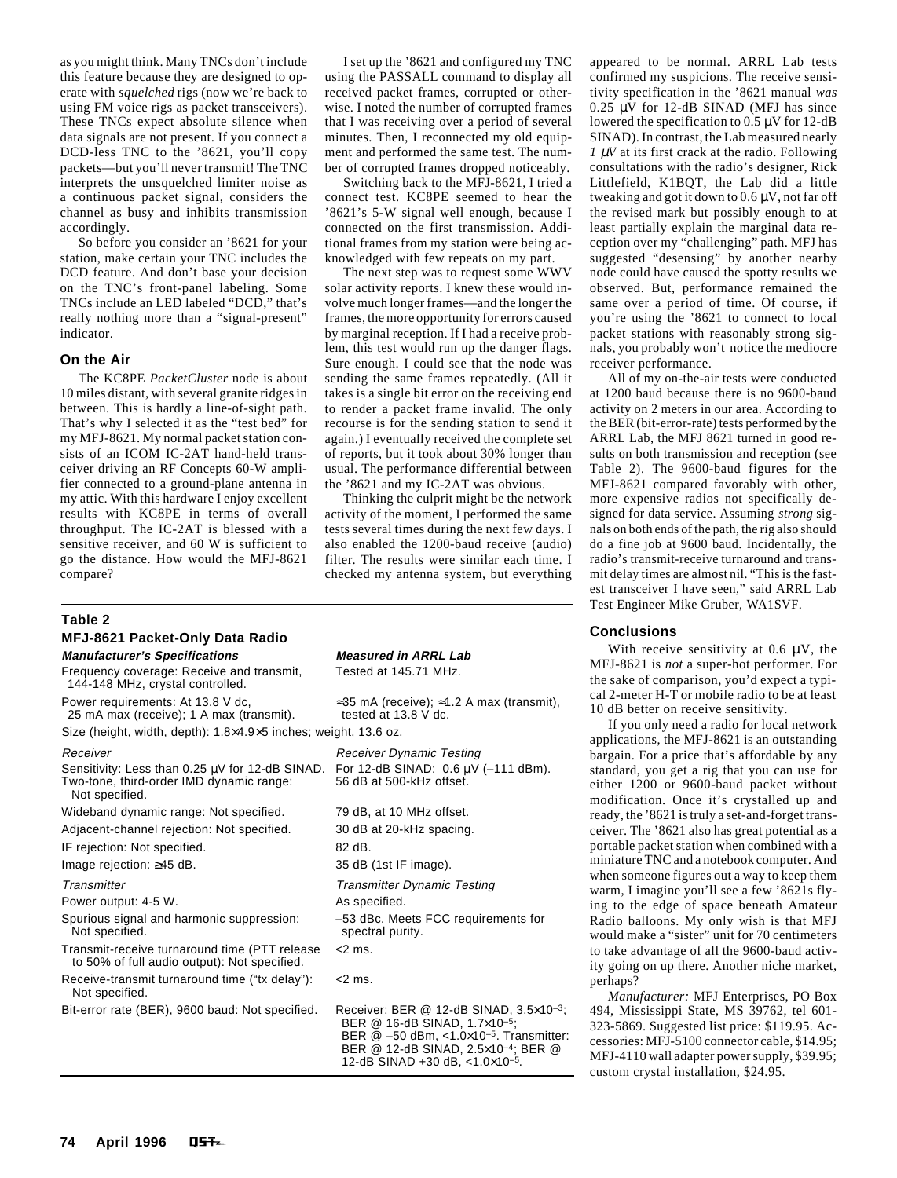as you might think. Many TNCs don't include this feature because they are designed to operate with *squelched* rigs (now we're back to using FM voice rigs as packet transceivers). These TNCs expect absolute silence when data signals are not present. If you connect a DCD-less TNC to the '8621, you'll copy packets—but you'll never transmit! The TNC interprets the unsquelched limiter noise as a continuous packet signal, considers the channel as busy and inhibits transmission accordingly.

So before you consider an '8621 for your station, make certain your TNC includes the DCD feature. And don't base your decision on the TNC's front-panel labeling. Some TNCs include an LED labeled "DCD," that's really nothing more than a "signal-present" indicator.

### On the Air

The KC8PE *PacketCluster* node is about 10 miles distant, with several granite ridges in between. This is hardly a line-of-sight path. That's why I selected it as the "test bed" for my MFJ-8621. My normal packet station consists of an ICOM IC-2AT hand-held transceiver driving an RF Concepts 60-W amplifier connected to a ground-plane antenna in my attic. With this hardware I enjoy excellent results with KC8PE in terms of overall throughput. The IC-2AT is blessed with a sensitive receiver, and 60 W is sufficient to go the distance. How would the MFJ-8621 compare?

I set up the '8621 and configured my TNC using the PASSALL command to display all received packet frames, corrupted or otherwise. I noted the number of corrupted frames that I was receiving over a period of several minutes. Then, I reconnected my old equipment and performed the same test. The number of corrupted frames dropped noticeably.

Switching back to the MFJ-8621, I tried a connect test. KC8PE seemed to hear the '8621's 5-W signal well enough, because I connected on the first transmission. Additional frames from my station were being acknowledged with few repeats on my part.

The next step was to request some WWV solar activity reports. I knew these would involve much longer frames—and the longer the frames, the more opportunity for errors caused by marginal reception. If I had a receive problem, this test would run up the danger flags. Sure enough. I could see that the node was sending the same frames repeatedly. (All it takes is a single bit error on the receiving end to render a packet frame invalid. The only recourse is for the sending station to send it again.) I eventually received the complete set of reports, but it took about 30% longer than usual. The performance differential between the '8621 and my IC-2AT was obvious.

Thinking the culprit might be the network activity of the moment, I performed the same tests several times during the next few days. I also enabled the 1200-baud receive (audio) filter. The results were similar each time. I checked my antenna system, but everything appeared to be normal. ARRL Lab tests confirmed my suspicions. The receive sensitivity specification in the '8621 manual *was* 0.25 µV for 12-dB SINAD (MFJ has since lowered the specification to 0.5 µV for 12-dB SINAD). In contrast, the Lab measured nearly *1 µV* at its first crack at the radio. Following consultations with the radio's designer, Rick Littlefield, K1BQT, the Lab did a little tweaking and got it down to 0.6 µV, not far off the revised mark but possibly enough to at least partially explain the marginal data reception over my "challenging" path. MFJ has suggested "desensing" by another nearby node could have caused the spotty results we observed. But, performance remained the same over a period of time. Of course, if you're using the '8621 to connect to local packet stations with reasonably strong signals, you probably won't notice the mediocre receiver performance.

All of my on-the-air tests were conducted at 1200 baud because there is no 9600-baud activity on 2 meters in our area. According to the BER (bit-error-rate) tests performed by the ARRL Lab, the MFJ 8621 turned in good results on both transmission and reception (see Table 2). The 9600-baud figures for the MFJ-8621 compared favorably with other, more expensive radios not specifically designed for data service. Assuming *strong* signals on both ends of the path, the rig also should do a fine job at 9600 baud. Incidentally, the radio's transmit-receive turnaround and transmit delay times are almost nil. "This is the fastest transceiver I have seen," said ARRL Lab Test Engineer Mike Gruber, WA1SVF.

**Table 2**
**MFJ-8621 Packet-Only Data Radio**

| *Manufacturer's Specifications* | *Measured in ARRL Lab* |
|---|---|
| Frequency coverage: Receive and transmit, 144-148 MHz, crystal controlled. | Tested at 145.71 MHz. |
| Power requirements: At 13.8 V dc, 25 mA max (receive); 1 A max (transmit). | ≈35 mA (receive); ≈1.2 A max (transmit), tested at 13.8 V dc. |
| Size (height, width, depth): 1.8×4.9×5 inches; weight, 13.6 oz. | |
| *Receiver* | *Receiver Dynamic Testing* |
| Sensitivity: Less than 0.25 µV for 12-dB SINAD. | For 12-dB SINAD: 0.6 µV (–111 dBm). |
| Two-tone, third-order IMD dynamic range: Not specified. | 56 dB at 500-kHz offset. |
| Wideband dynamic range: Not specified. | 79 dB, at 10 MHz offset. |
| Adjacent-channel rejection: Not specified. | 30 dB at 20-kHz spacing. |
| IF rejection: Not specified. | 82 dB. |
| Image rejection: ≥45 dB. | 35 dB (1st IF image). |
| *Transmitter* | *Transmitter Dynamic Testing* |
| Power output: 4-5 W. | As specified. |
| Spurious signal and harmonic suppression: Not specified. | –53 dBc. Meets FCC requirements for spectral purity. |
| Transmit-receive turnaround time (PTT release to 50% of full audio output): Not specified. | <2 ms. |
| Receive-transmit turnaround time ("tx delay"): Not specified. | <2 ms. |
| Bit-error rate (BER), 9600 baud: Not specified. | Receiver: BER @ 12-dB SINAD, $3.5\times10^{-3}$; BER @ 16-dB SINAD, $1.7\times10^{-5}$; BER @ –50 dBm, $<1.0\times10^{-5}$. Transmitter: BER @ 12-dB SINAD, $2.5\times10^{-4}$; BER @ 12-dB SINAD +30 dB, $<1.0\times10^{-5}$. |

### Conclusions

With receive sensitivity at 0.6 µV, the MFJ-8621 is *not* a super-hot performer. For the sake of comparison, you'd expect a typical 2-meter H-T or mobile radio to be at least 10 dB better on receive sensitivity.

If you only need a radio for local network applications, the MFJ-8621 is an outstanding bargain. For a price that's affordable by any standard, you get a rig that you can use for either 1200 or 9600-baud packet without modification. Once it's crystalled up and ready, the '8621 is truly a set-and-forget transceiver. The '8621 also has great potential as a portable packet station when combined with a miniature TNC and a notebook computer. And when someone figures out a way to keep them warm, I imagine you'll see a few '8621s flying to the edge of space beneath Amateur Radio balloons. My only wish is that MFJ would make a "sister" unit for 70 centimeters to take advantage of all the 9600-baud activity going on up there. Another niche market, perhaps?

*Manufacturer:* MFJ Enterprises, PO Box 494, Mississippi State, MS 39762, tel 601-323-5869. Suggested list price: $119.95. Accessories: MFJ-5100 connector cable, $14.95; MFJ-4110 wall adapter power supply, $39.95; custom crystal installation, $24.95.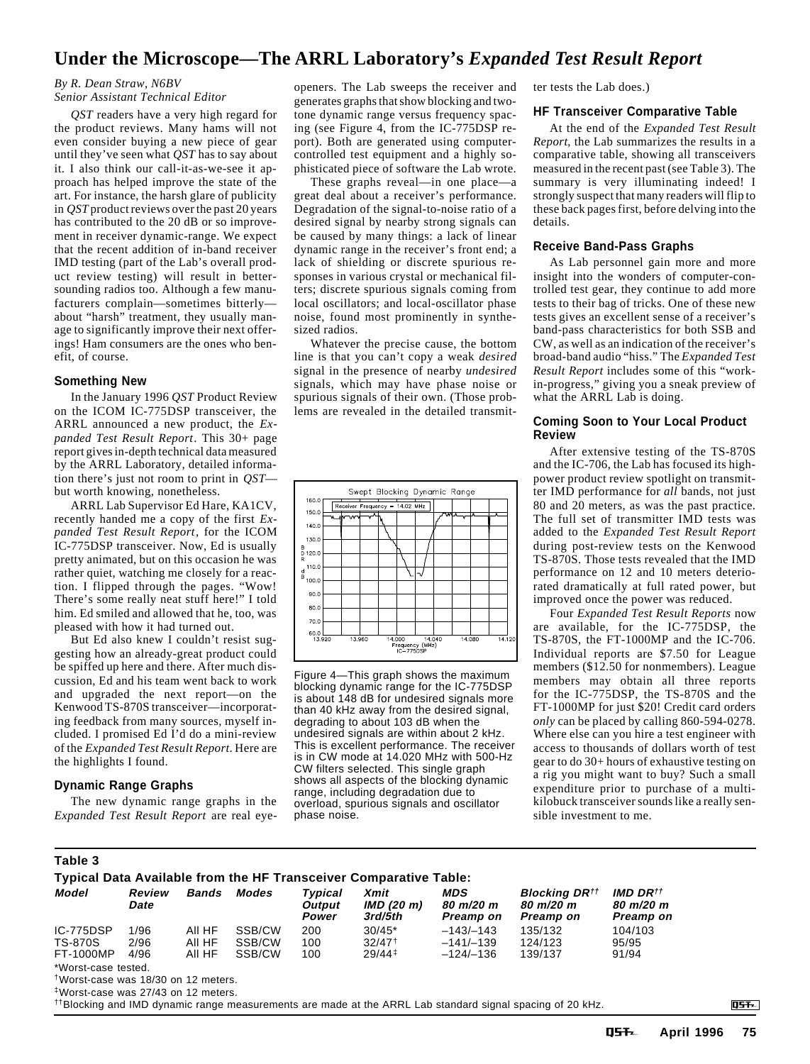# Under the Microscope—The ARRL Laboratory's *Expanded Test Result Report*

*By R. Dean Straw, N6BV*
*Senior Assistant Technical Editor*

*QST* readers have a very high regard for the product reviews. Many hams will not even consider buying a new piece of gear until they've seen what *QST* has to say about it. I also think our call-it-as-we-see it approach has helped improve the state of the art. For instance, the harsh glare of publicity in *QST* product reviews over the past 20 years has contributed to the 20 dB or so improvement in receiver dynamic-range. We expect that the recent addition of in-band receiver IMD testing (part of the Lab's overall product review testing) will result in better-sounding radios too. Although a few manufacturers complain—sometimes bitterly—about "harsh" treatment, they usually manage to significantly improve their next offerings! Ham consumers are the ones who benefit, of course.

### Something New

In the January 1996 *QST* Product Review on the ICOM IC-775DSP transceiver, the ARRL announced a new product, the *Expanded Test Result Report*. This 30+ page report gives in-depth technical data measured by the ARRL Laboratory, detailed information there's just not room to print in *QST*—but worth knowing, nonetheless.

ARRL Lab Supervisor Ed Hare, KA1CV, recently handed me a copy of the first *Expanded Test Result Report*, for the ICOM IC-775DSP transceiver. Now, Ed is usually pretty animated, but on this occasion he was rather quiet, watching me closely for a reaction. I flipped through the pages. "Wow! There's some really neat stuff here!" I told him. Ed smiled and allowed that he, too, was pleased with how it had turned out.

But Ed also knew I couldn't resist suggesting how an already-great product could be spiffed up here and there. After much discussion, Ed and his team went back to work and upgraded the next report—on the Kenwood TS-870S transceiver—incorporating feedback from many sources, myself included. I promised Ed I'd do a mini-review of the *Expanded Test Result Report*. Here are the highlights I found.

### Dynamic Range Graphs

The new dynamic range graphs in the *Expanded Test Result Report* are real eye-openers. The Lab sweeps the receiver and generates graphs that show blocking and two-tone dynamic range versus frequency spacing (see Figure 4, from the IC-775DSP report). Both are generated using computer-controlled test equipment and a highly sophisticated piece of software the Lab wrote.

These graphs reveal—in one place—a great deal about a receiver's performance. Degradation of the signal-to-noise ratio of a desired signal by nearby strong signals can be caused by many things: a lack of linear dynamic range in the receiver's front end; a lack of shielding or discrete spurious responses in various crystal or mechanical filters; discrete spurious signals coming from local oscillators; and local-oscillator phase noise, found most prominently in synthesized radios.

Whatever the precise cause, the bottom line is that you can't copy a weak *desired* signal in the presence of nearby *undesired* signals, which may have phase noise or spurious signals of their own. (Those problems are revealed in the detailed transmitter tests the Lab does.)

Swept Blocking Dynamic Range
Receiver Frequency = 14.02 MHz
160.0
150.0
140.0
130.0
120.0
110.0
100.0
90.0
80.0
70.0
60.0
BDR dB
13.920 13.960 14.000 14.040 14.080 14.120
Frequency (MHz)
IC-775DSP

Figure 4—This graph shows the maximum blocking dynamic range for the IC-775DSP is about 148 dB for undesired signals more than 40 kHz away from the desired signal, degrading to about 103 dB when the undesired signals are within about 2 kHz. This is excellent performance. The receiver is in CW mode at 14.020 MHz with 500-Hz CW filters selected. This single graph shows all aspects of the blocking dynamic range, including degradation due to overload, spurious signals and oscillator phase noise.

### HF Transceiver Comparative Table

At the end of the *Expanded Test Result Report*, the Lab summarizes the results in a comparative table, showing all transceivers measured in the recent past (see Table 3). The summary is very illuminating indeed! I strongly suspect that many readers will flip to these back pages first, before delving into the details.

### Receive Band-Pass Graphs

As Lab personnel gain more and more insight into the wonders of computer-controlled test gear, they continue to add more tests to their bag of tricks. One of these new tests gives an excellent sense of a receiver's band-pass characteristics for both SSB and CW, as well as an indication of the receiver's broad-band audio "hiss." The *Expanded Test Result Report* includes some of this "work-in-progress," giving you a sneak preview of what the ARRL Lab is doing.

### Coming Soon to Your Local Product Review

After extensive testing of the TS-870S and the IC-706, the Lab has focused its high-power product review spotlight on transmitter IMD performance for *all* bands, not just 80 and 20 meters, as was the past practice. The full set of transmitter IMD tests was added to the *Expanded Test Result Report* during post-review tests on the Kenwood TS-870S. Those tests revealed that the IMD performance on 12 and 10 meters deteriorated dramatically at full rated power, but improved once the power was reduced.

Four *Expanded Test Result Reports* now are available, for the IC-775DSP, the TS-870S, the FT-1000MP and the IC-706. Individual reports are $7.50 for League members ($12.50 for nonmembers). League members may obtain all three reports for the IC-775DSP, the TS-870S and the FT-1000MP for just $20! Credit card orders *only* can be placed by calling 860-594-0278. Where else can you hire a test engineer with access to thousands of dollars worth of test gear to do 30+ hours of exhaustive testing on a rig you might want to buy? Such a small expenditure prior to purchase of a multi-kilobuck transceiver sounds like a really sensible investment to me.

**Table 3**
**Typical Data Available from the HF Transceiver Comparative Table:**

| Model | Review Date | Bands | Modes | Typical Output Power | Xmit IMD (20 m) 3rd/5th | MDS 80 m/20 m Preamp on | Blocking DR†† 80 m/20 m Preamp on | IMD DR†† 80 m/20 m Preamp on |
|---|---|---|---|---|---|---|---|---|
| IC-775DSP | 1/96 | All HF | SSB/CW | 200 | 30/45* | –143/–143 | 135/132 | 104/103 |
| TS-870S | 2/96 | All HF | SSB/CW | 100 | 32/47† | –141/–139 | 124/123 | 95/95 |
| FT-1000MP | 4/96 | All HF | SSB/CW | 100 | 29/44‡ | –124/–136 | 139/137 | 91/94 |

*Worst-case tested.
†Worst-case was 18/30 on 12 meters.
‡Worst-case was 27/43 on 12 meters.
††Blocking and IMD dynamic range measurements are made at the ARRL Lab standard signal spacing of 20 kHz.